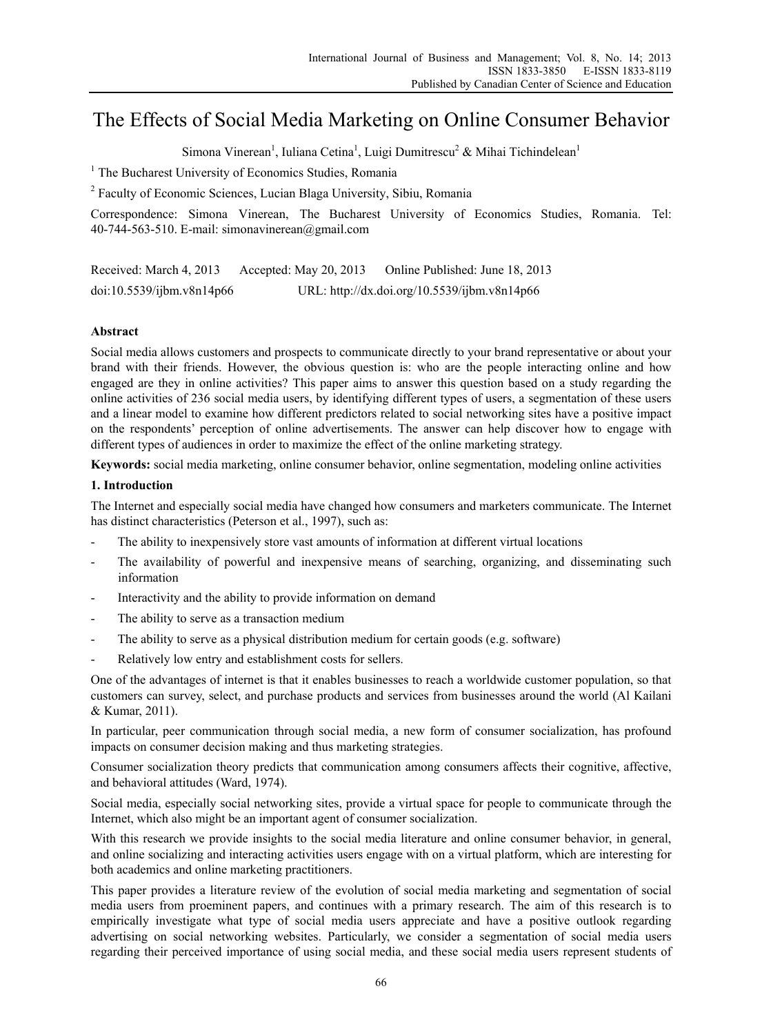# The Effects of Social Media Marketing on Online Consumer Behavior

Simona Vinerean[1], Iuliana Cetina[1], Luigi Dumitrescu[2] & Mihai Tichindelean[1]

[1] The Bucharest University of Economics Studies, Romania

[2] Faculty of Economic Sciences, Lucian Blaga University, Sibiu, Romania

Correspondence: Simona Vinerean, The Bucharest University of Economics Studies, Romania. Tel: 40-744-563-510. E-mail: simonavinerean@gmail.com

Received: March 4, 2013 Accepted: May 20, 2013 Online Published: June 18, 2013

doi:10.5539/ijbm.v8n14p66 URL: http://dx.doi.org/10.5539/ijbm.v8n14p66

## Abstract

Social media allows customers and prospects to communicate directly to your brand representative or about your brand with their friends. However, the obvious question is: who are the people interacting online and how engaged are they in online activities? This paper aims to answer this question based on a study regarding the online activities of 236 social media users, by identifying different types of users, a segmentation of these users and a linear model to examine how different predictors related to social networking sites have a positive impact on the respondents' perception of online advertisements. The answer can help discover how to engage with different types of audiences in order to maximize the effect of the online marketing strategy.

**Keywords:** social media marketing, online consumer behavior, online segmentation, modeling online activities

## 1. Introduction

The Internet and especially social media have changed how consumers and marketers communicate. The Internet has distinct characteristics (Peterson et al., 1997), such as:

- The ability to inexpensively store vast amounts of information at different virtual locations
- The availability of powerful and inexpensive means of searching, organizing, and disseminating such information
- Interactivity and the ability to provide information on demand
- The ability to serve as a transaction medium
- The ability to serve as a physical distribution medium for certain goods (e.g. software)
- Relatively low entry and establishment costs for sellers.

One of the advantages of internet is that it enables businesses to reach a worldwide customer population, so that customers can survey, select, and purchase products and services from businesses around the world (Al Kailani & Kumar, 2011).

In particular, peer communication through social media, a new form of consumer socialization, has profound impacts on consumer decision making and thus marketing strategies.

Consumer socialization theory predicts that communication among consumers affects their cognitive, affective, and behavioral attitudes (Ward, 1974).

Social media, especially social networking sites, provide a virtual space for people to communicate through the Internet, which also might be an important agent of consumer socialization.

With this research we provide insights to the social media literature and online consumer behavior, in general, and online socializing and interacting activities users engage with on a virtual platform, which are interesting for both academics and online marketing practitioners.

This paper provides a literature review of the evolution of social media marketing and segmentation of social media users from proeminent papers, and continues with a primary research. The aim of this research is to empirically investigate what type of social media users appreciate and have a positive outlook regarding advertising on social networking websites. Particularly, we consider a segmentation of social media users regarding their perceived importance of using social media, and these social media users represent students of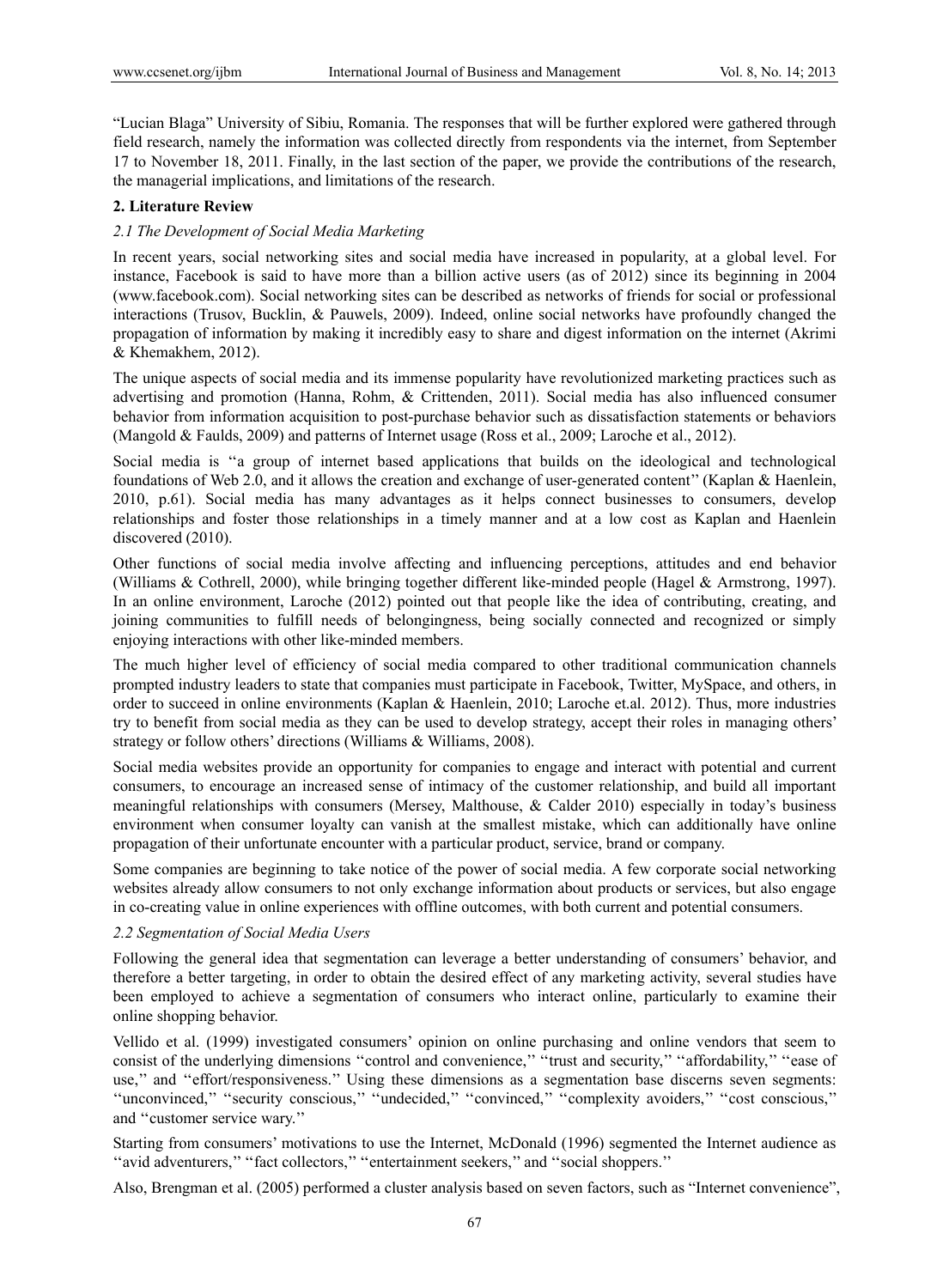"Lucian Blaga" University of Sibiu, Romania. The responses that will be further explored were gathered through field research, namely the information was collected directly from respondents via the internet, from September 17 to November 18, 2011. Finally, in the last section of the paper, we provide the contributions of the research, the managerial implications, and limitations of the research.

## 2. Literature Review

### *2.1 The Development of Social Media Marketing*

In recent years, social networking sites and social media have increased in popularity, at a global level. For instance, Facebook is said to have more than a billion active users (as of 2012) since its beginning in 2004 (www.facebook.com). Social networking sites can be described as networks of friends for social or professional interactions (Trusov, Bucklin, & Pauwels, 2009). Indeed, online social networks have profoundly changed the propagation of information by making it incredibly easy to share and digest information on the internet (Akrimi & Khemakhem, 2012).

The unique aspects of social media and its immense popularity have revolutionized marketing practices such as advertising and promotion (Hanna, Rohm, & Crittenden, 2011). Social media has also influenced consumer behavior from information acquisition to post-purchase behavior such as dissatisfaction statements or behaviors (Mangold & Faulds, 2009) and patterns of Internet usage (Ross et al., 2009; Laroche et al., 2012).

Social media is ''a group of internet based applications that builds on the ideological and technological foundations of Web 2.0, and it allows the creation and exchange of user-generated content'' (Kaplan & Haenlein, 2010, p.61). Social media has many advantages as it helps connect businesses to consumers, develop relationships and foster those relationships in a timely manner and at a low cost as Kaplan and Haenlein discovered (2010).

Other functions of social media involve affecting and influencing perceptions, attitudes and end behavior (Williams & Cothrell, 2000), while bringing together different like-minded people (Hagel & Armstrong, 1997). In an online environment, Laroche (2012) pointed out that people like the idea of contributing, creating, and joining communities to fulfill needs of belongingness, being socially connected and recognized or simply enjoying interactions with other like-minded members.

The much higher level of efficiency of social media compared to other traditional communication channels prompted industry leaders to state that companies must participate in Facebook, Twitter, MySpace, and others, in order to succeed in online environments (Kaplan & Haenlein, 2010; Laroche et.al. 2012). Thus, more industries try to benefit from social media as they can be used to develop strategy, accept their roles in managing others' strategy or follow others' directions (Williams & Williams, 2008).

Social media websites provide an opportunity for companies to engage and interact with potential and current consumers, to encourage an increased sense of intimacy of the customer relationship, and build all important meaningful relationships with consumers (Mersey, Malthouse, & Calder 2010) especially in today's business environment when consumer loyalty can vanish at the smallest mistake, which can additionally have online propagation of their unfortunate encounter with a particular product, service, brand or company.

Some companies are beginning to take notice of the power of social media. A few corporate social networking websites already allow consumers to not only exchange information about products or services, but also engage in co-creating value in online experiences with offline outcomes, with both current and potential consumers.

### *2.2 Segmentation of Social Media Users*

Following the general idea that segmentation can leverage a better understanding of consumers' behavior, and therefore a better targeting, in order to obtain the desired effect of any marketing activity, several studies have been employed to achieve a segmentation of consumers who interact online, particularly to examine their online shopping behavior.

Vellido et al. (1999) investigated consumers' opinion on online purchasing and online vendors that seem to consist of the underlying dimensions ''control and convenience,'' ''trust and security,'' ''affordability,'' ''ease of use,'' and ''effort/responsiveness.'' Using these dimensions as a segmentation base discerns seven segments: ''unconvinced,'' ''security conscious,'' ''undecided,'' ''convinced,'' ''complexity avoiders,'' ''cost conscious,'' and ''customer service wary.''

Starting from consumers' motivations to use the Internet, McDonald (1996) segmented the Internet audience as ''avid adventurers,'' ''fact collectors,'' ''entertainment seekers,'' and ''social shoppers.''

Also, Brengman et al. (2005) performed a cluster analysis based on seven factors, such as "Internet convenience",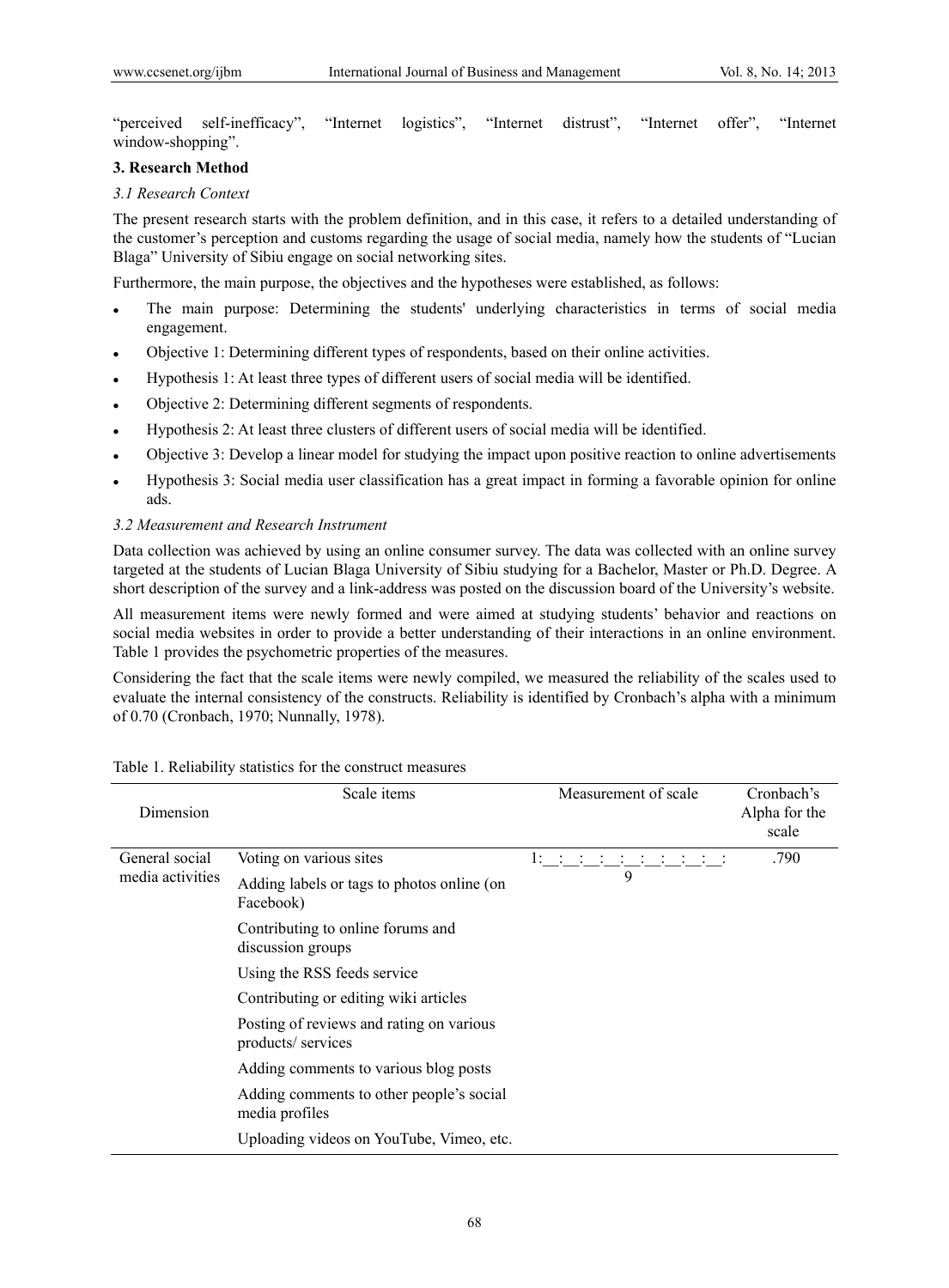"perceived self-inefficacy", "Internet logistics", "Internet distrust", "Internet offer", "Internet window-shopping".

## 3. Research Method

### *3.1 Research Context*

The present research starts with the problem definition, and in this case, it refers to a detailed understanding of the customer's perception and customs regarding the usage of social media, namely how the students of "Lucian Blaga" University of Sibiu engage on social networking sites.

Furthermore, the main purpose, the objectives and the hypotheses were established, as follows:

- The main purpose: Determining the students' underlying characteristics in terms of social media engagement.
- Objective 1: Determining different types of respondents, based on their online activities.
- Hypothesis 1: At least three types of different users of social media will be identified.
- Objective 2: Determining different segments of respondents.
- Hypothesis 2: At least three clusters of different users of social media will be identified.
- Objective 3: Develop a linear model for studying the impact upon positive reaction to online advertisements
- Hypothesis 3: Social media user classification has a great impact in forming a favorable opinion for online ads.

### *3.2 Measurement and Research Instrument*

Data collection was achieved by using an online consumer survey. The data was collected with an online survey targeted at the students of Lucian Blaga University of Sibiu studying for a Bachelor, Master or Ph.D. Degree. A short description of the survey and a link-address was posted on the discussion board of the University's website.

All measurement items were newly formed and were aimed at studying students' behavior and reactions on social media websites in order to provide a better understanding of their interactions in an online environment. Table 1 provides the psychometric properties of the measures.

Considering the fact that the scale items were newly compiled, we measured the reliability of the scales used to evaluate the internal consistency of the constructs. Reliability is identified by Cronbach's alpha with a minimum of 0.70 (Cronbach, 1970; Nunnally, 1978).

Table 1. Reliability statistics for the construct measures

| Dimension | Scale items | Measurement of scale | Cronbach's Alpha for the scale |
|---|---|---|---|
| General social media activities | Voting on various sites | 1:__:__:__:__:__:__:__:__: 9 | .790 |
| | Adding labels or tags to photos online (on Facebook) | | |
| | Contributing to online forums and discussion groups | | |
| | Using the RSS feeds service | | |
| | Contributing or editing wiki articles | | |
| | Posting of reviews and rating on various products/ services | | |
| | Adding comments to various blog posts | | |
| | Adding comments to other people's social media profiles | | |
| | Uploading videos on YouTube, Vimeo, etc. | | |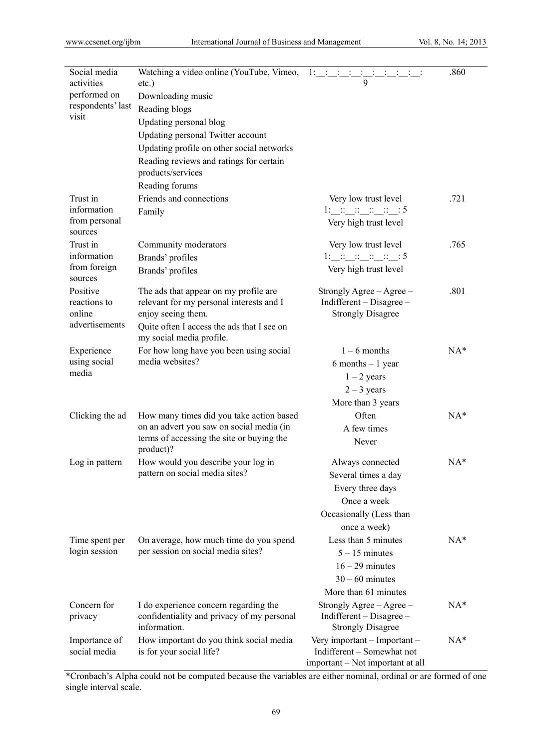| | | | |
|---|---|---|---|
| Social media activities performed on respondents' last visit | Watching a video online (YouTube, Vimeo, etc.)<br>Downloading music<br>Reading blogs<br>Updating personal blog<br>Updating personal Twitter account<br>Updating profile on other social networks<br>Reading reviews and ratings for certain products/services<br>Reading forums | 1:__:__:__:__:__:__:__:__:__: 9 | .860 |
| Trust in information from personal sources | Friends and connections<br>Family | Very low trust level<br>1:__::__::__::__::__: 5<br>Very high trust level | .721 |
| Trust in information from foreign sources | Community moderators<br>Brands' profiles<br>Brands' profiles | Very low trust level<br>1:__::__::__::__::__: 5<br>Very high trust level | .765 |
| Positive reactions to online advertisements | The ads that appear on my profile are relevant for my personal interests and I enjoy seeing them.<br>Quite often I access the ads that I see on my social media profile. | Strongly Agree – Agree – Indifferent – Disagree – Strongly Disagree | .801 |
| Experience using social media | For how long have you been using social media websites? | 1 – 6 months<br>6 months – 1 year<br>1 – 2 years<br>2 – 3 years<br>More than 3 years | NA* |
| Clicking the ad | How many times did you take action based on an advert you saw on social media (in terms of accessing the site or buying the product)? | Often<br>A few times<br>Never | NA* |
| Log in pattern | How would you describe your log in pattern on social media sites? | Always connected<br>Several times a day<br>Every three days<br>Once a week<br>Occasionally (Less than once a week) | NA* |
| Time spent per login session | On average, how much time do you spend per session on social media sites? | Less than 5 minutes<br>5 – 15 minutes<br>16 – 29 minutes<br>30 – 60 minutes<br>More than 61 minutes | NA* |
| Concern for privacy | I do experience concern regarding the confidentiality and privacy of my personal information. | Strongly Agree – Agree – Indifferent – Disagree – Strongly Disagree | NA* |
| Importance of social media | How important do you think social media is for your social life? | Very important – Important – Indifferent – Somewhat not important – Not important at all | NA* |

*Cronbach's Alpha could not be computed because the variables are either nominal, ordinal or are formed of one single interval scale.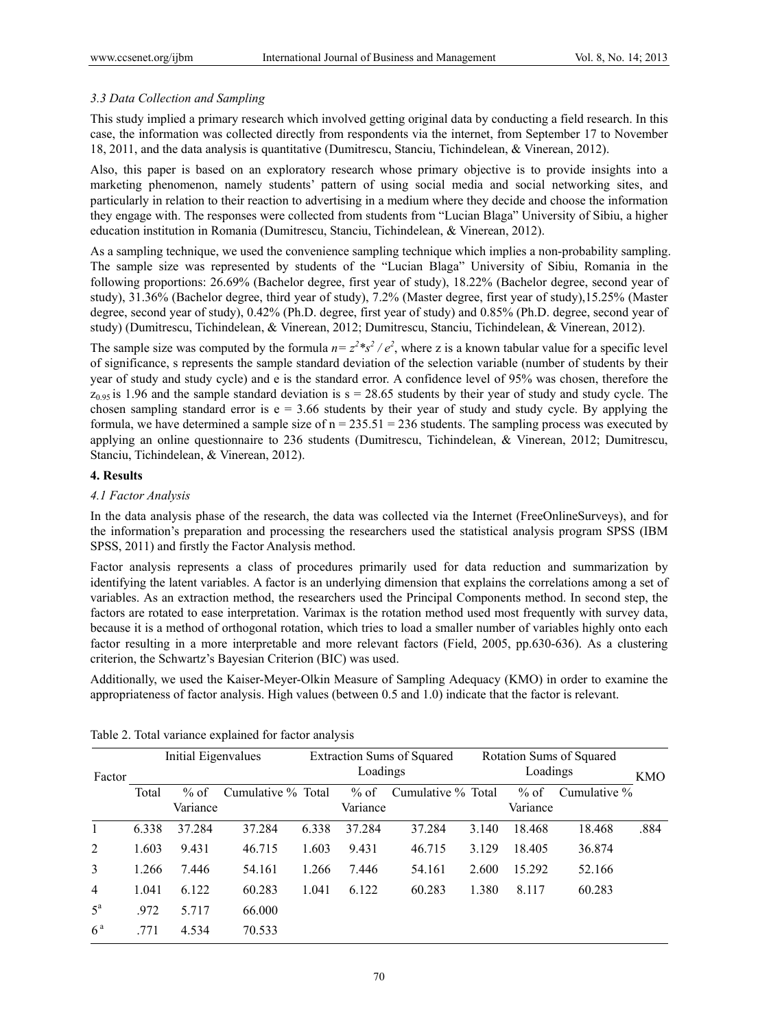### *3.3 Data Collection and Sampling*

This study implied a primary research which involved getting original data by conducting a field research. In this case, the information was collected directly from respondents via the internet, from September 17 to November 18, 2011, and the data analysis is quantitative (Dumitrescu, Stanciu, Tichindelean, & Vinerean, 2012).

Also, this paper is based on an exploratory research whose primary objective is to provide insights into a marketing phenomenon, namely students' pattern of using social media and social networking sites, and particularly in relation to their reaction to advertising in a medium where they decide and choose the information they engage with. The responses were collected from students from "Lucian Blaga" University of Sibiu, a higher education institution in Romania (Dumitrescu, Stanciu, Tichindelean, & Vinerean, 2012).

As a sampling technique, we used the convenience sampling technique which implies a non-probability sampling. The sample size was represented by students of the "Lucian Blaga" University of Sibiu, Romania in the following proportions: 26.69% (Bachelor degree, first year of study), 18.22% (Bachelor degree, second year of study), 31.36% (Bachelor degree, third year of study), 7.2% (Master degree, first year of study),15.25% (Master degree, second year of study), 0.42% (Ph.D. degree, first year of study) and 0.85% (Ph.D. degree, second year of study) (Dumitrescu, Tichindelean, & Vinerean, 2012; Dumitrescu, Stanciu, Tichindelean, & Vinerean, 2012).

The sample size was computed by the formula $n = z^2 * s^2 / e^2$, where z is a known tabular value for a specific level of significance, s represents the sample standard deviation of the selection variable (number of students by their year of study and study cycle) and e is the standard error. A confidence level of 95% was chosen, therefore the $z_{0.95}$ is 1.96 and the sample standard deviation is s = 28.65 students by their year of study and study cycle. The chosen sampling standard error is e = 3.66 students by their year of study and study cycle. By applying the formula, we have determined a sample size of n = 235.51 = 236 students. The sampling process was executed by applying an online questionnaire to 236 students (Dumitrescu, Tichindelean, & Vinerean, 2012; Dumitrescu, Stanciu, Tichindelean, & Vinerean, 2012).

## 4. Results

### *4.1 Factor Analysis*

In the data analysis phase of the research, the data was collected via the Internet (FreeOnlineSurveys), and for the information's preparation and processing the researchers used the statistical analysis program SPSS (IBM SPSS, 2011) and firstly the Factor Analysis method.

Factor analysis represents a class of procedures primarily used for data reduction and summarization by identifying the latent variables. A factor is an underlying dimension that explains the correlations among a set of variables. As an extraction method, the researchers used the Principal Components method. In second step, the factors are rotated to ease interpretation. Varimax is the rotation method used most frequently with survey data, because it is a method of orthogonal rotation, which tries to load a smaller number of variables highly onto each factor resulting in a more interpretable and more relevant factors (Field, 2005, pp.630-636). As a clustering criterion, the Schwartz's Bayesian Criterion (BIC) was used.

Additionally, we used the Kaiser-Meyer-Olkin Measure of Sampling Adequacy (KMO) in order to examine the appropriateness of factor analysis. High values (between 0.5 and 1.0) indicate that the factor is relevant.

Table 2. Total variance explained for factor analysis

| Factor | Initial Eigenvalues | | | Extraction Sums of Squared Loadings | | | Rotation Sums of Squared Loadings | | | KMO |
|---|---|---|---|---|---|---|---|---|---|---|
| | Total | % of Variance | Cumulative % | Total | % of Variance | Cumulative % | Total | % of Variance | Cumulative % | |
| 1 | 6.338 | 37.284 | 37.284 | 6.338 | 37.284 | 37.284 | 3.140 | 18.468 | 18.468 | .884 |
| 2 | 1.603 | 9.431 | 46.715 | 1.603 | 9.431 | 46.715 | 3.129 | 18.405 | 36.874 | |
| 3 | 1.266 | 7.446 | 54.161 | 1.266 | 7.446 | 54.161 | 2.600 | 15.292 | 52.166 | |
| 4 | 1.041 | 6.122 | 60.283 | 1.041 | 6.122 | 60.283 | 1.380 | 8.117 | 60.283 | |
| 5[a] | .972 | 5.717 | 66.000 | | | | | | | |
| 6[a] | .771 | 4.534 | 70.533 | | | | | | | |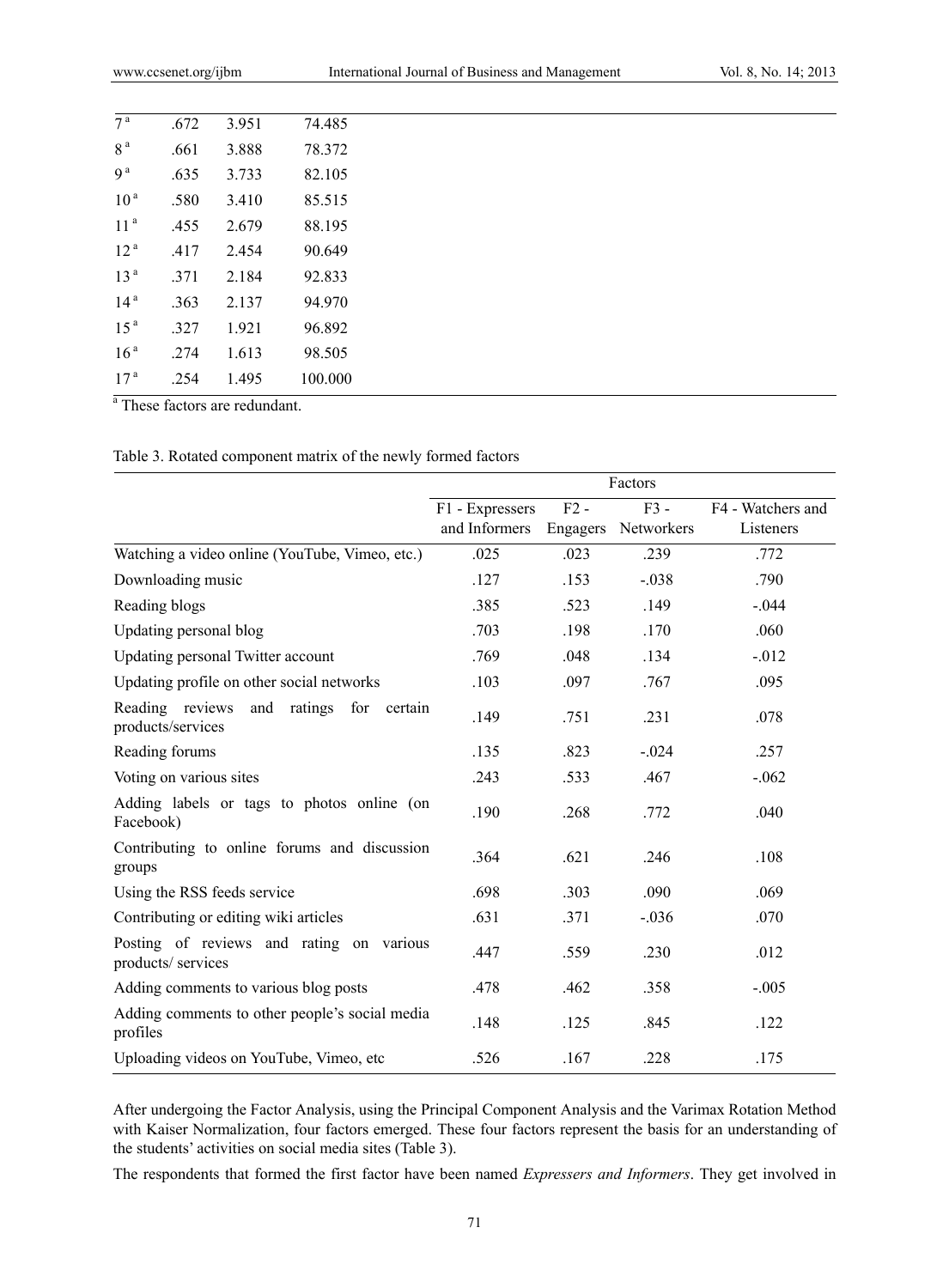| | | | |
|---|---|---|---|
| 7[a] | .672 | 3.951 | 74.485 |
| 8[a] | .661 | 3.888 | 78.372 |
| 9[a] | .635 | 3.733 | 82.105 |
| 10[a] | .580 | 3.410 | 85.515 |
| 11[a] | .455 | 2.679 | 88.195 |
| 12[a] | .417 | 2.454 | 90.649 |
| 13[a] | .371 | 2.184 | 92.833 |
| 14[a] | .363 | 2.137 | 94.970 |
| 15[a] | .327 | 1.921 | 96.892 |
| 16[a] | .274 | 1.613 | 98.505 |
| 17[a] | .254 | 1.495 | 100.000 |

[a] These factors are redundant.

Table 3. Rotated component matrix of the newly formed factors

| | Factors | | | |
|---|---|---|---|---|
| | F1 - Expressers and Informers | F2 - Engagers | F3 - Networkers | F4 - Watchers and Listeners |
| Watching a video online (YouTube, Vimeo, etc.) | .025 | .023 | .239 | .772 |
| Downloading music | .127 | .153 | -.038 | .790 |
| Reading blogs | .385 | .523 | .149 | -.044 |
| Updating personal blog | .703 | .198 | .170 | .060 |
| Updating personal Twitter account | .769 | .048 | .134 | -.012 |
| Updating profile on other social networks | .103 | .097 | .767 | .095 |
| Reading reviews and ratings for certain products/services | .149 | .751 | .231 | .078 |
| Reading forums | .135 | .823 | -.024 | .257 |
| Voting on various sites | .243 | .533 | .467 | -.062 |
| Adding labels or tags to photos online (on Facebook) | .190 | .268 | .772 | .040 |
| Contributing to online forums and discussion groups | .364 | .621 | .246 | .108 |
| Using the RSS feeds service | .698 | .303 | .090 | .069 |
| Contributing or editing wiki articles | .631 | .371 | -.036 | .070 |
| Posting of reviews and rating on various products/ services | .447 | .559 | .230 | .012 |
| Adding comments to various blog posts | .478 | .462 | .358 | -.005 |
| Adding comments to other people's social media profiles | .148 | .125 | .845 | .122 |
| Uploading videos on YouTube, Vimeo, etc | .526 | .167 | .228 | .175 |

After undergoing the Factor Analysis, using the Principal Component Analysis and the Varimax Rotation Method with Kaiser Normalization, four factors emerged. These four factors represent the basis for an understanding of the students' activities on social media sites (Table 3).

The respondents that formed the first factor have been named *Expressers and Informers*. They get involved in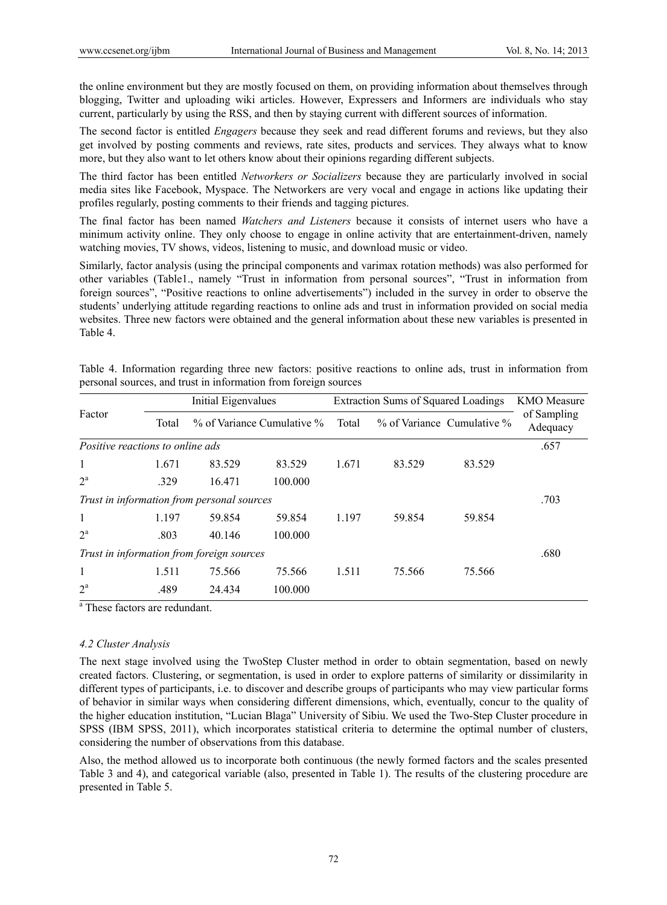the online environment but they are mostly focused on them, on providing information about themselves through blogging, Twitter and uploading wiki articles. However, Expressers and Informers are individuals who stay current, particularly by using the RSS, and then by staying current with different sources of information.

The second factor is entitled *Engagers* because they seek and read different forums and reviews, but they also get involved by posting comments and reviews, rate sites, products and services. They always what to know more, but they also want to let others know about their opinions regarding different subjects.

The third factor has been entitled *Networkers or Socializers* because they are particularly involved in social media sites like Facebook, Myspace. The Networkers are very vocal and engage in actions like updating their profiles regularly, posting comments to their friends and tagging pictures.

The final factor has been named *Watchers and Listeners* because it consists of internet users who have a minimum activity online. They only choose to engage in online activity that are entertainment-driven, namely watching movies, TV shows, videos, listening to music, and download music or video.

Similarly, factor analysis (using the principal components and varimax rotation methods) was also performed for other variables (Table1., namely "Trust in information from personal sources", "Trust in information from foreign sources", "Positive reactions to online advertisements") included in the survey in order to observe the students' underlying attitude regarding reactions to online ads and trust in information provided on social media websites. Three new factors were obtained and the general information about these new variables is presented in Table 4.

Table 4. Information regarding three new factors: positive reactions to online ads, trust in information from personal sources, and trust in information from foreign sources

| Factor | Initial Eigenvalues | | | Extraction Sums of Squared Loadings | | | KMO Measure of Sampling Adequacy |
|---|---|---|---|---|---|---|---|
| | Total | % of Variance | Cumulative % | Total | % of Variance | Cumulative % | |
| *Positive reactions to online ads* | | | | | | | .657 |
| 1 | 1.671 | 83.529 | 83.529 | 1.671 | 83.529 | 83.529 | |
| 2[a] | .329 | 16.471 | 100.000 | | | | |
| *Trust in information from personal sources* | | | | | | | .703 |
| 1 | 1.197 | 59.854 | 59.854 | 1.197 | 59.854 | 59.854 | |
| 2[a] | .803 | 40.146 | 100.000 | | | | |
| *Trust in information from foreign sources* | | | | | | | .680 |
| 1 | 1.511 | 75.566 | 75.566 | 1.511 | 75.566 | 75.566 | |
| 2[a] | .489 | 24.434 | 100.000 | | | | |

[a] These factors are redundant.

### 4.2 Cluster Analysis

The next stage involved using the TwoStep Cluster method in order to obtain segmentation, based on newly created factors. Clustering, or segmentation, is used in order to explore patterns of similarity or dissimilarity in different types of participants, i.e. to discover and describe groups of participants who may view particular forms of behavior in similar ways when considering different dimensions, which, eventually, concur to the quality of the higher education institution, "Lucian Blaga" University of Sibiu. We used the Two-Step Cluster procedure in SPSS (IBM SPSS, 2011), which incorporates statistical criteria to determine the optimal number of clusters, considering the number of observations from this database.

Also, the method allowed us to incorporate both continuous (the newly formed factors and the scales presented Table 3 and 4), and categorical variable (also, presented in Table 1). The results of the clustering procedure are presented in Table 5.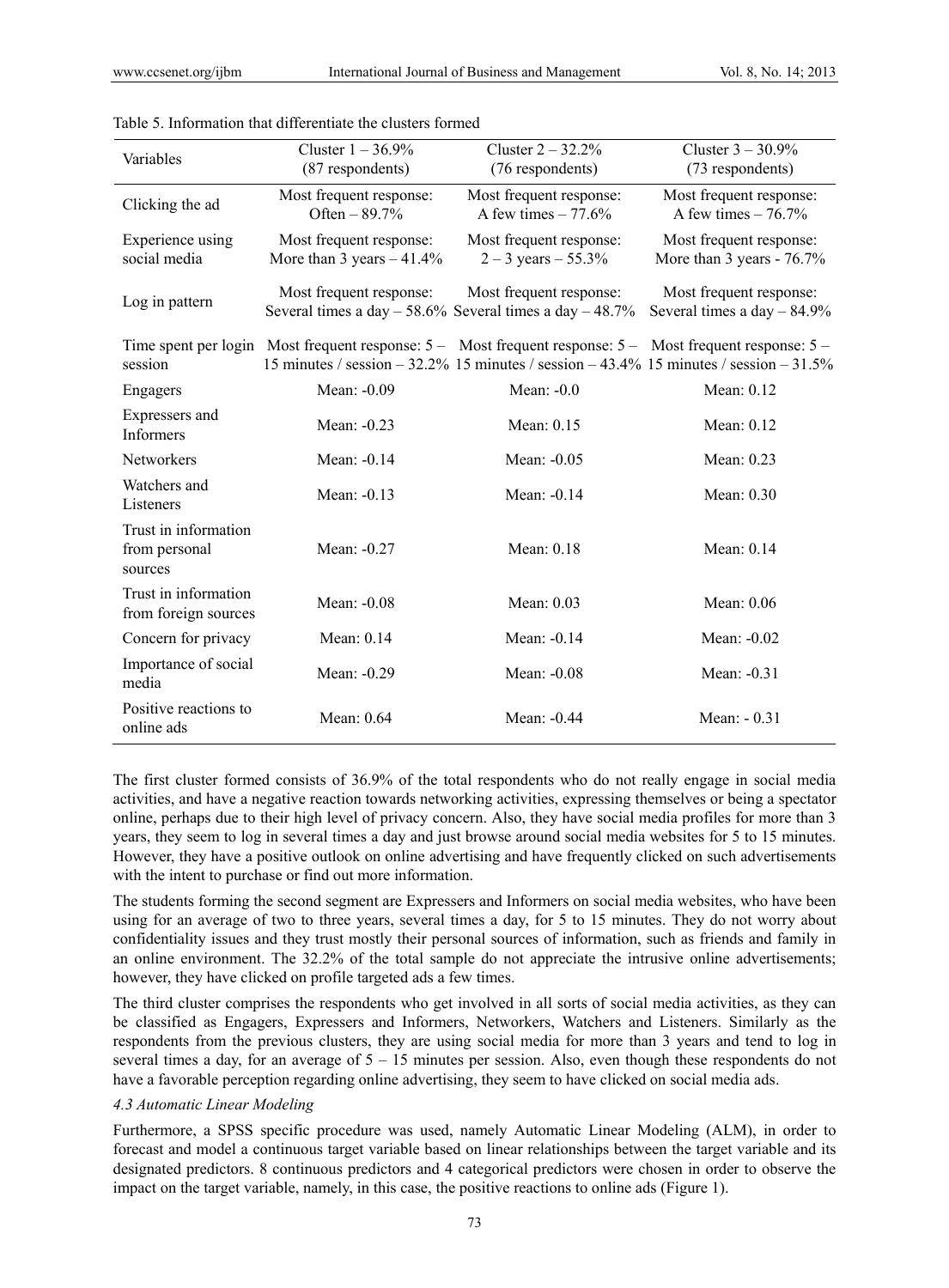Table 5. Information that differentiate the clusters formed

| Variables | Cluster 1 – 36.9% (87 respondents) | Cluster 2 – 32.2% (76 respondents) | Cluster 3 – 30.9% (73 respondents) |
|---|---|---|---|
| Clicking the ad | Most frequent response: Often – 89.7% | Most frequent response: A few times – 77.6% | Most frequent response: A few times – 76.7% |
| Experience using social media | Most frequent response: More than 3 years – 41.4% | Most frequent response: 2 – 3 years – 55.3% | Most frequent response: More than 3 years - 76.7% |
| Log in pattern | Most frequent response: Several times a day – 58.6% | Most frequent response: Several times a day – 48.7% | Most frequent response: Several times a day – 84.9% |
| Time spent per login session | Most frequent response: 5 – 15 minutes / session – 32.2% | Most frequent response: 5 – 15 minutes / session – 43.4% | Most frequent response: 5 – 15 minutes / session – 31.5% |
| Engagers | Mean: -0.09 | Mean: -0.0 | Mean: 0.12 |
| Expressers and Informers | Mean: -0.23 | Mean: 0.15 | Mean: 0.12 |
| Networkers | Mean: -0.14 | Mean: -0.05 | Mean: 0.23 |
| Watchers and Listeners | Mean: -0.13 | Mean: -0.14 | Mean: 0.30 |
| Trust in information from personal sources | Mean: -0.27 | Mean: 0.18 | Mean: 0.14 |
| Trust in information from foreign sources | Mean: -0.08 | Mean: 0.03 | Mean: 0.06 |
| Concern for privacy | Mean: 0.14 | Mean: -0.14 | Mean: -0.02 |
| Importance of social media | Mean: -0.29 | Mean: -0.08 | Mean: -0.31 |
| Positive reactions to online ads | Mean: 0.64 | Mean: -0.44 | Mean: - 0.31 |

The first cluster formed consists of 36.9% of the total respondents who do not really engage in social media activities, and have a negative reaction towards networking activities, expressing themselves or being a spectator online, perhaps due to their high level of privacy concern. Also, they have social media profiles for more than 3 years, they seem to log in several times a day and just browse around social media websites for 5 to 15 minutes. However, they have a positive outlook on online advertising and have frequently clicked on such advertisements with the intent to purchase or find out more information.

The students forming the second segment are Expressers and Informers on social media websites, who have been using for an average of two to three years, several times a day, for 5 to 15 minutes. They do not worry about confidentiality issues and they trust mostly their personal sources of information, such as friends and family in an online environment. The 32.2% of the total sample do not appreciate the intrusive online advertisements; however, they have clicked on profile targeted ads a few times.

The third cluster comprises the respondents who get involved in all sorts of social media activities, as they can be classified as Engagers, Expressers and Informers, Networkers, Watchers and Listeners. Similarly as the respondents from the previous clusters, they are using social media for more than 3 years and tend to log in several times a day, for an average of 5 – 15 minutes per session. Also, even though these respondents do not have a favorable perception regarding online advertising, they seem to have clicked on social media ads.

### *4.3 Automatic Linear Modeling*

Furthermore, a SPSS specific procedure was used, namely Automatic Linear Modeling (ALM), in order to forecast and model a continuous target variable based on linear relationships between the target variable and its designated predictors. 8 continuous predictors and 4 categorical predictors were chosen in order to observe the impact on the target variable, namely, in this case, the positive reactions to online ads (Figure 1).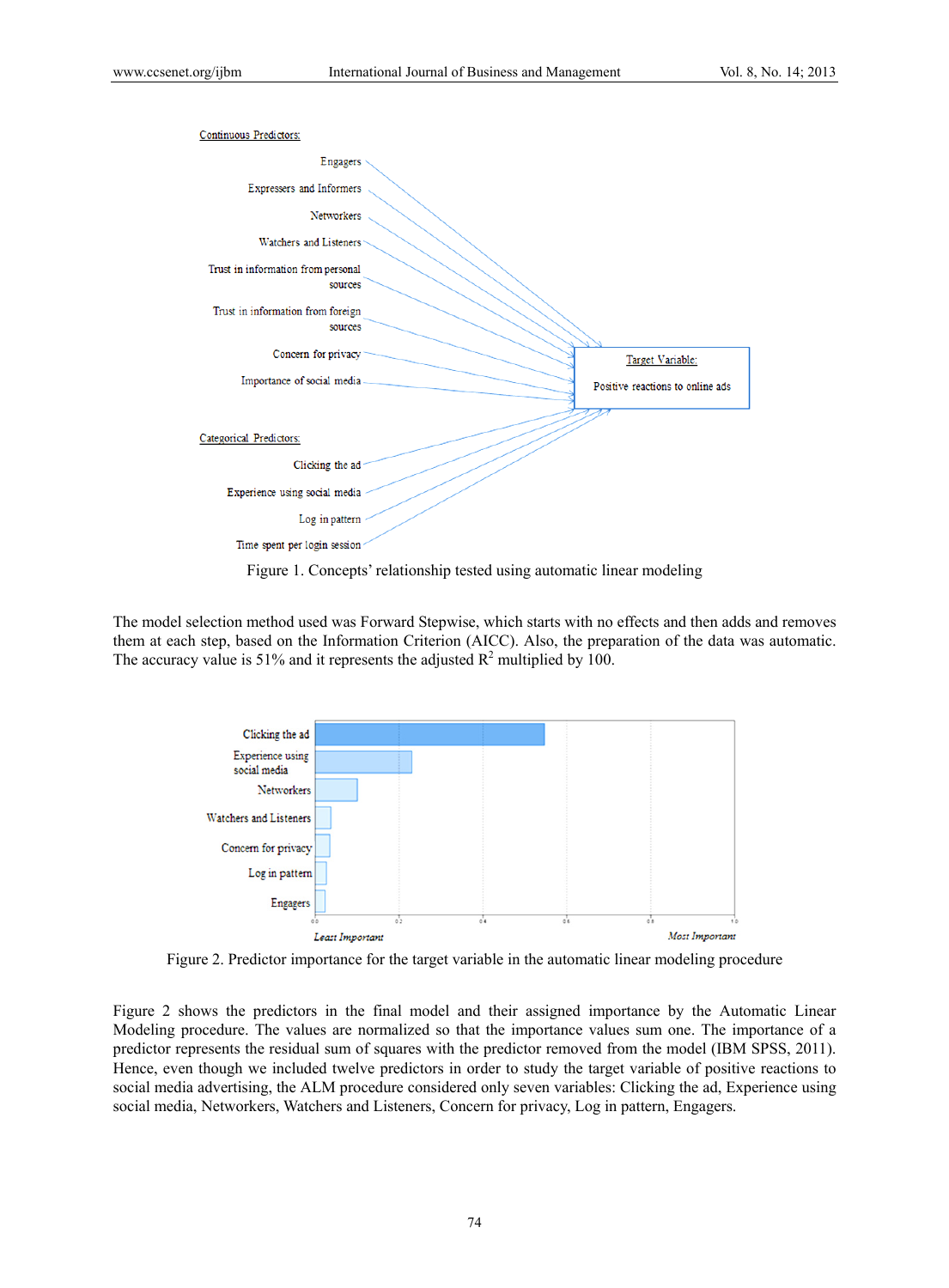Figure 1. Concepts' relationship tested using automatic linear modeling

The model selection method used was Forward Stepwise, which starts with no effects and then adds and removes them at each step, based on the Information Criterion (AICC). Also, the preparation of the data was automatic. The accuracy value is 51% and it represents the adjusted $R^2$ multiplied by 100.

Figure 2. Predictor importance for the target variable in the automatic linear modeling procedure

Figure 2 shows the predictors in the final model and their assigned importance by the Automatic Linear Modeling procedure. The values are normalized so that the importance values sum one. The importance of a predictor represents the residual sum of squares with the predictor removed from the model (IBM SPSS, 2011). Hence, even though we included twelve predictors in order to study the target variable of positive reactions to social media advertising, the ALM procedure considered only seven variables: Clicking the ad, Experience using social media, Networkers, Watchers and Listeners, Concern for privacy, Log in pattern, Engagers.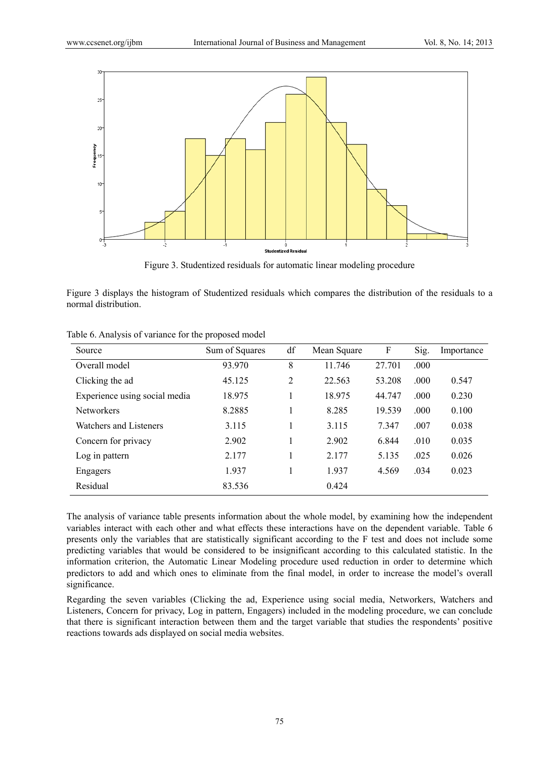Figure 3. Studentized residuals for automatic linear modeling procedure

Figure 3 displays the histogram of Studentized residuals which compares the distribution of the residuals to a normal distribution.

Table 6. Analysis of variance for the proposed model

| Source | Sum of Squares | df | Mean Square | F | Sig. | Importance |
|---|---|---|---|---|---|---|
| Overall model | 93.970 | 8 | 11.746 | 27.701 | .000 | |
| Clicking the ad | 45.125 | 2 | 22.563 | 53.208 | .000 | 0.547 |
| Experience using social media | 18.975 | 1 | 18.975 | 44.747 | .000 | 0.230 |
| Networkers | 8.2885 | 1 | 8.285 | 19.539 | .000 | 0.100 |
| Watchers and Listeners | 3.115 | 1 | 3.115 | 7.347 | .007 | 0.038 |
| Concern for privacy | 2.902 | 1 | 2.902 | 6.844 | .010 | 0.035 |
| Log in pattern | 2.177 | 1 | 2.177 | 5.135 | .025 | 0.026 |
| Engagers | 1.937 | 1 | 1.937 | 4.569 | .034 | 0.023 |
| Residual | 83.536 | | 0.424 | | | |

The analysis of variance table presents information about the whole model, by examining how the independent variables interact with each other and what effects these interactions have on the dependent variable. Table 6 presents only the variables that are statistically significant according to the F test and does not include some predicting variables that would be considered to be insignificant according to this calculated statistic. In the information criterion, the Automatic Linear Modeling procedure used reduction in order to determine which predictors to add and which ones to eliminate from the final model, in order to increase the model's overall significance.

Regarding the seven variables (Clicking the ad, Experience using social media, Networkers, Watchers and Listeners, Concern for privacy, Log in pattern, Engagers) included in the modeling procedure, we can conclude that there is significant interaction between them and the target variable that studies the respondents' positive reactions towards ads displayed on social media websites.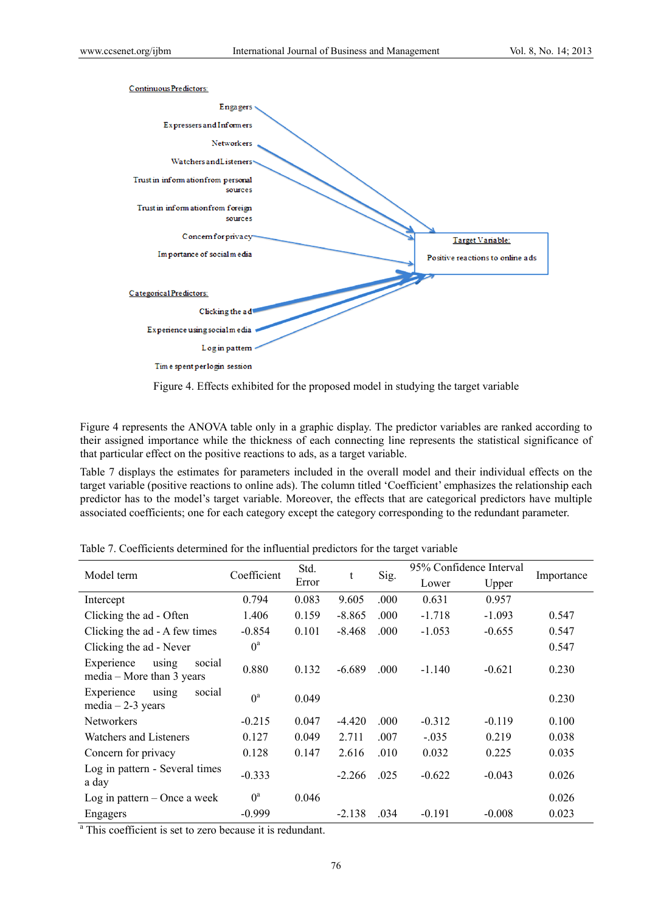Continuous Predictors:

Engagers

Expressers and Informers

Networkers

Watchers and Listeners

Trust in information from personal sources

Trust in information from foreign sources

Concern for privacy

Importance of social media

Target Variable:

Positive reactions to online ads

Categorical Predictors:

Clicking the ad

Experience using social media

Login pattern

Time spent per login session

Figure 4. Effects exhibited for the proposed model in studying the target variable

Figure 4 represents the ANOVA table only in a graphic display. The predictor variables are ranked according to their assigned importance while the thickness of each connecting line represents the statistical significance of that particular effect on the positive reactions to ads, as a target variable.

Table 7 displays the estimates for parameters included in the overall model and their individual effects on the target variable (positive reactions to online ads). The column titled 'Coefficient' emphasizes the relationship each predictor has to the model's target variable. Moreover, the effects that are categorical predictors have multiple associated coefficients; one for each category except the category corresponding to the redundant parameter.

Table 7. Coefficients determined for the influential predictors for the target variable

| Model term | Coefficient | Std. Error | t | Sig. | 95% Confidence Interval | | Importance |
|---|---|---|---|---|---|---|---|
| | | | | | Lower | Upper | |
| Intercept | 0.794 | 0.083 | 9.605 | .000 | 0.631 | 0.957 | |
| Clicking the ad - Often | 1.406 | 0.159 | -8.865 | .000 | -1.718 | -1.093 | 0.547 |
| Clicking the ad - A few times | -0.854 | 0.101 | -8.468 | .000 | -1.053 | -0.655 | 0.547 |
| Clicking the ad - Never | 0[a] | | | | | | 0.547 |
| Experience using social media – More than 3 years | 0.880 | 0.132 | -6.689 | .000 | -1.140 | -0.621 | 0.230 |
| Experience using social media – 2-3 years | 0[a] | 0.049 | | | | | 0.230 |
| Networkers | -0.215 | 0.047 | -4.420 | .000 | -0.312 | -0.119 | 0.100 |
| Watchers and Listeners | 0.127 | 0.049 | 2.711 | .007 | -.035 | 0.219 | 0.038 |
| Concern for privacy | 0.128 | 0.147 | 2.616 | .010 | 0.032 | 0.225 | 0.035 |
| Log in pattern - Several times a day | -0.333 | | -2.266 | .025 | -0.622 | -0.043 | 0.026 |
| Log in pattern – Once a week | 0[a] | 0.046 | | | | | 0.026 |
| Engagers | -0.999 | | -2.138 | .034 | -0.191 | -0.008 | 0.023 |

[a] This coefficient is set to zero because it is redundant.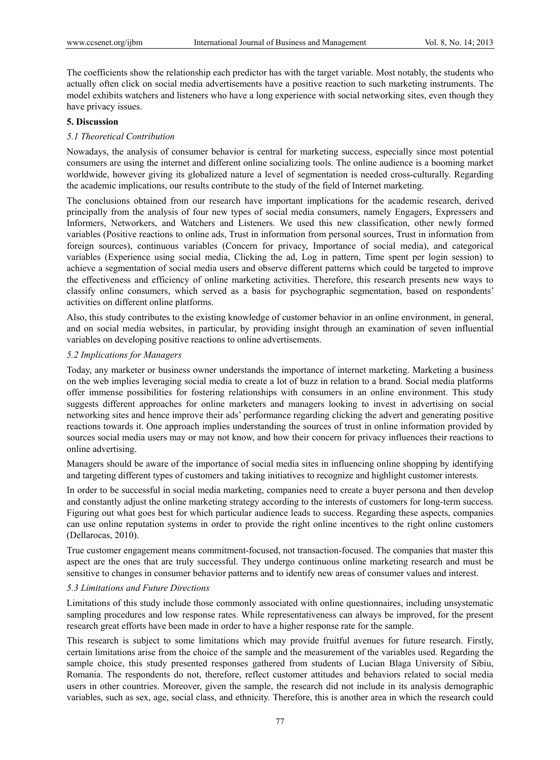The coefficients show the relationship each predictor has with the target variable. Most notably, the students who actually often click on social media advertisements have a positive reaction to such marketing instruments. The model exhibits watchers and listeners who have a long experience with social networking sites, even though they have privacy issues.

## 5. Discussion

### *5.1 Theoretical Contribution*

Nowadays, the analysis of consumer behavior is central for marketing success, especially since most potential consumers are using the internet and different online socializing tools. The online audience is a booming market worldwide, however giving its globalized nature a level of segmentation is needed cross-culturally. Regarding the academic implications, our results contribute to the study of the field of Internet marketing.

The conclusions obtained from our research have important implications for the academic research, derived principally from the analysis of four new types of social media consumers, namely Engagers, Expressers and Informers, Networkers, and Watchers and Listeners. We used this new classification, other newly formed variables (Positive reactions to online ads, Trust in information from personal sources, Trust in information from foreign sources), continuous variables (Concern for privacy, Importance of social media), and categorical variables (Experience using social media, Clicking the ad, Log in pattern, Time spent per login session) to achieve a segmentation of social media users and observe different patterns which could be targeted to improve the effectiveness and efficiency of online marketing activities. Therefore, this research presents new ways to classify online consumers, which served as a basis for psychographic segmentation, based on respondents' activities on different online platforms.

Also, this study contributes to the existing knowledge of customer behavior in an online environment, in general, and on social media websites, in particular, by providing insight through an examination of seven influential variables on developing positive reactions to online advertisements.

### *5.2 Implications for Managers*

Today, any marketer or business owner understands the importance of internet marketing. Marketing a business on the web implies leveraging social media to create a lot of buzz in relation to a brand. Social media platforms offer immense possibilities for fostering relationships with consumers in an online environment. This study suggests different approaches for online marketers and managers looking to invest in advertising on social networking sites and hence improve their ads' performance regarding clicking the advert and generating positive reactions towards it. One approach implies understanding the sources of trust in online information provided by sources social media users may or may not know, and how their concern for privacy influences their reactions to online advertising.

Managers should be aware of the importance of social media sites in influencing online shopping by identifying and targeting different types of customers and taking initiatives to recognize and highlight customer interests.

In order to be successful in social media marketing, companies need to create a buyer persona and then develop and constantly adjust the online marketing strategy according to the interests of customers for long-term success. Figuring out what goes best for which particular audience leads to success. Regarding these aspects, companies can use online reputation systems in order to provide the right online incentives to the right online customers (Dellarocas, 2010).

True customer engagement means commitment-focused, not transaction-focused. The companies that master this aspect are the ones that are truly successful. They undergo continuous online marketing research and must be sensitive to changes in consumer behavior patterns and to identify new areas of consumer values and interest.

### *5.3 Limitations and Future Directions*

Limitations of this study include those commonly associated with online questionnaires, including unsystematic sampling procedures and low response rates. While representativeness can always be improved, for the present research great efforts have been made in order to have a higher response rate for the sample.

This research is subject to some limitations which may provide fruitful avenues for future research. Firstly, certain limitations arise from the choice of the sample and the measurement of the variables used. Regarding the sample choice, this study presented responses gathered from students of Lucian Blaga University of Sibiu, Romania. The respondents do not, therefore, reflect customer attitudes and behaviors related to social media users in other countries. Moreover, given the sample, the research did not include in its analysis demographic variables, such as sex, age, social class, and ethnicity. Therefore, this is another area in which the research could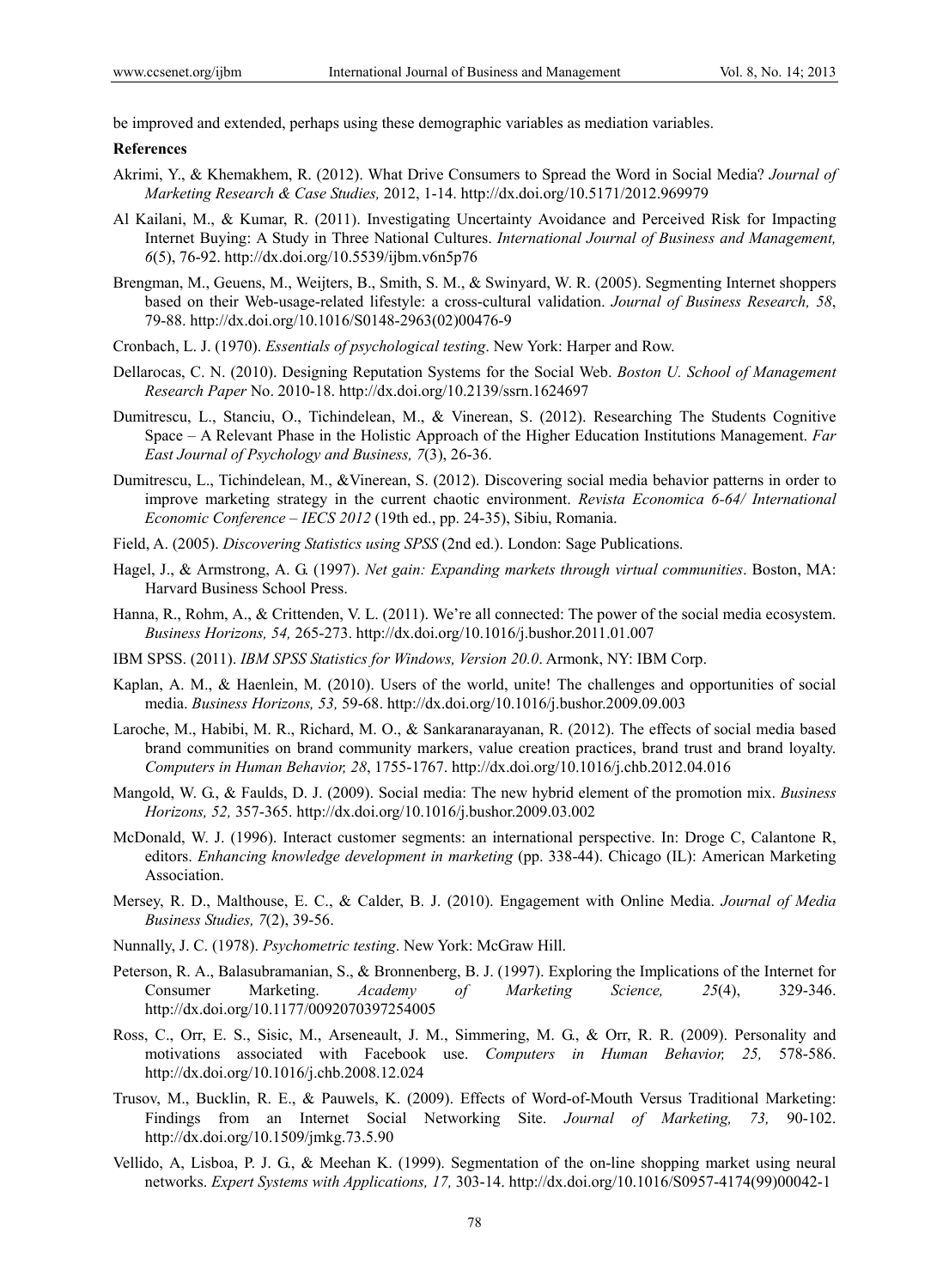be improved and extended, perhaps using these demographic variables as mediation variables.

## References

Akrimi, Y., & Khemakhem, R. (2012). What Drive Consumers to Spread the Word in Social Media? *Journal of Marketing Research & Case Studies,* 2012, 1-14. http://dx.doi.org/10.5171/2012.969979

Al Kailani, M., & Kumar, R. (2011). Investigating Uncertainty Avoidance and Perceived Risk for Impacting Internet Buying: A Study in Three National Cultures. *International Journal of Business and Management, 6*(5), 76-92. http://dx.doi.org/10.5539/ijbm.v6n5p76

Brengman, M., Geuens, M., Weijters, B., Smith, S. M., & Swinyard, W. R. (2005). Segmenting Internet shoppers based on their Web-usage-related lifestyle: a cross-cultural validation. *Journal of Business Research, 58*, 79-88. http://dx.doi.org/10.1016/S0148-2963(02)00476-9

Cronbach, L. J. (1970). *Essentials of psychological testing*. New York: Harper and Row.

Dellarocas, C. N. (2010). Designing Reputation Systems for the Social Web. *Boston U. School of Management Research Paper* No. 2010-18. http://dx.doi.org/10.2139/ssrn.1624697

Dumitrescu, L., Stanciu, O., Tichindelean, M., & Vinerean, S. (2012). Researching The Students Cognitive Space – A Relevant Phase in the Holistic Approach of the Higher Education Institutions Management. *Far East Journal of Psychology and Business, 7*(3), 26-36.

Dumitrescu, L., Tichindelean, M., &Vinerean, S. (2012). Discovering social media behavior patterns in order to improve marketing strategy in the current chaotic environment. *Revista Economica 6-64/ International Economic Conference – IECS 2012* (19th ed., pp. 24-35), Sibiu, Romania.

Field, A. (2005). *Discovering Statistics using SPSS* (2nd ed.). London: Sage Publications.

Hagel, J., & Armstrong, A. G. (1997). *Net gain: Expanding markets through virtual communities*. Boston, MA: Harvard Business School Press.

Hanna, R., Rohm, A., & Crittenden, V. L. (2011). We're all connected: The power of the social media ecosystem. *Business Horizons, 54,* 265-273. http://dx.doi.org/10.1016/j.bushor.2011.01.007

IBM SPSS. (2011). *IBM SPSS Statistics for Windows, Version 20.0*. Armonk, NY: IBM Corp.

Kaplan, A. M., & Haenlein, M. (2010). Users of the world, unite! The challenges and opportunities of social media. *Business Horizons, 53,* 59-68. http://dx.doi.org/10.1016/j.bushor.2009.09.003

Laroche, M., Habibi, M. R., Richard, M. O., & Sankaranarayanan, R. (2012). The effects of social media based brand communities on brand community markers, value creation practices, brand trust and brand loyalty. *Computers in Human Behavior, 28*, 1755-1767. http://dx.doi.org/10.1016/j.chb.2012.04.016

Mangold, W. G., & Faulds, D. J. (2009). Social media: The new hybrid element of the promotion mix. *Business Horizons, 52,* 357-365. http://dx.doi.org/10.1016/j.bushor.2009.03.002

McDonald, W. J. (1996). Interact customer segments: an international perspective. In: Droge C, Calantone R, editors. *Enhancing knowledge development in marketing* (pp. 338-44). Chicago (IL): American Marketing Association.

Mersey, R. D., Malthouse, E. C., & Calder, B. J. (2010). Engagement with Online Media. *Journal of Media Business Studies, 7*(2), 39-56.

Nunnally, J. C. (1978). *Psychometric testing*. New York: McGraw Hill.

Peterson, R. A., Balasubramanian, S., & Bronnenberg, B. J. (1997). Exploring the Implications of the Internet for Consumer Marketing. *Academy of Marketing Science, 25*(4), 329-346. http://dx.doi.org/10.1177/0092070397254005

Ross, C., Orr, E. S., Sisic, M., Arseneault, J. M., Simmering, M. G., & Orr, R. R. (2009). Personality and motivations associated with Facebook use. *Computers in Human Behavior, 25,* 578-586. http://dx.doi.org/10.1016/j.chb.2008.12.024

Trusov, M., Bucklin, R. E., & Pauwels, K. (2009). Effects of Word-of-Mouth Versus Traditional Marketing: Findings from an Internet Social Networking Site. *Journal of Marketing, 73,* 90-102. http://dx.doi.org/10.1509/jmkg.73.5.90

Vellido, A, Lisboa, P. J. G., & Meehan K. (1999). Segmentation of the on-line shopping market using neural networks. *Expert Systems with Applications, 17,* 303-14. http://dx.doi.org/10.1016/S0957-4174(99)00042-1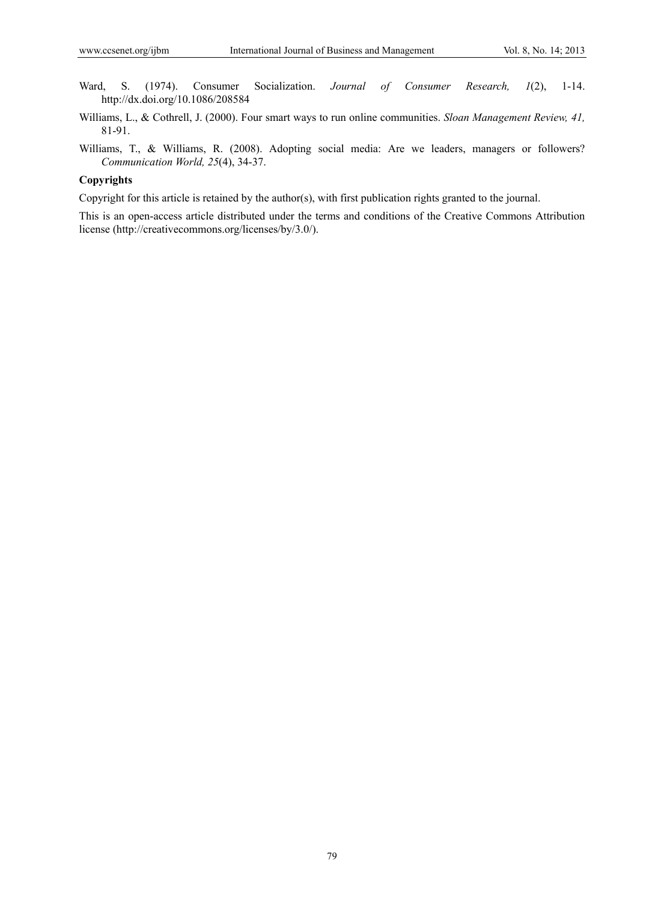Ward, S. (1974). Consumer Socialization. *Journal of Consumer Research, 1*(2), 1-14. http://dx.doi.org/10.1086/208584

Williams, L., & Cothrell, J. (2000). Four smart ways to run online communities. *Sloan Management Review, 41,* 81-91.

Williams, T., & Williams, R. (2008). Adopting social media: Are we leaders, managers or followers? *Communication World, 25*(4), 34-37.

**Copyrights**

Copyright for this article is retained by the author(s), with first publication rights granted to the journal.

This is an open-access article distributed under the terms and conditions of the Creative Commons Attribution license (http://creativecommons.org/licenses/by/3.0/).